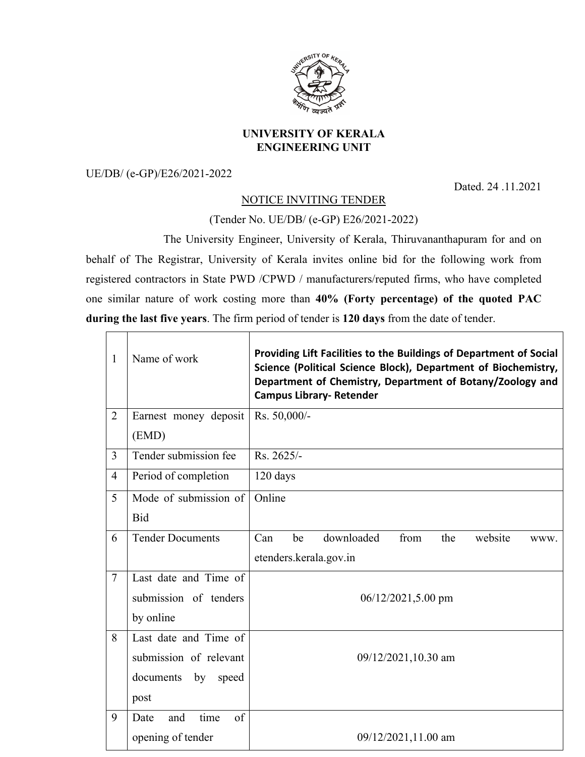# UNIVERSITY OF KERALA
## ENGINEERING UNIT

UE/DB/ (e-GP)/E26/2021-2022

Dated. 24 .11.2021

NOTICE INVITING TENDER

(Tender No. UE/DB/ (e-GP) E26/2021-2022)

The University Engineer, University of Kerala, Thiruvananthapuram for and on behalf of The Registrar, University of Kerala invites online bid for the following work from registered contractors in State PWD /CPWD / manufacturers/reputed firms, who have completed one similar nature of work costing more than **40% (Forty percentage) of the quoted PAC during the last five years**. The firm period of tender is **120 days** from the date of tender.

| | | |
|---|---|---|
| 1 | Name of work | **Providing Lift Facilities to the Buildings of Department of Social Science (Political Science Block), Department of Biochemistry, Department of Chemistry, Department of Botany/Zoology and Campus Library- Retender** |
| 2 | Earnest money deposit (EMD) | Rs. 50,000/- |
| 3 | Tender submission fee | Rs. 2625/- |
| 4 | Period of completion | 120 days |
| 5 | Mode of submission of Bid | Online |
| 6 | Tender Documents | Can be downloaded from the website www. etenders.kerala.gov.in |
| 7 | Last date and Time of submission of tenders by online | 06/12/2021,5.00 pm |
| 8 | Last date and Time of submission of relevant documents by speed post | 09/12/2021,10.30 am |
| 9 | Date and time of opening of tender | 09/12/2021,11.00 am |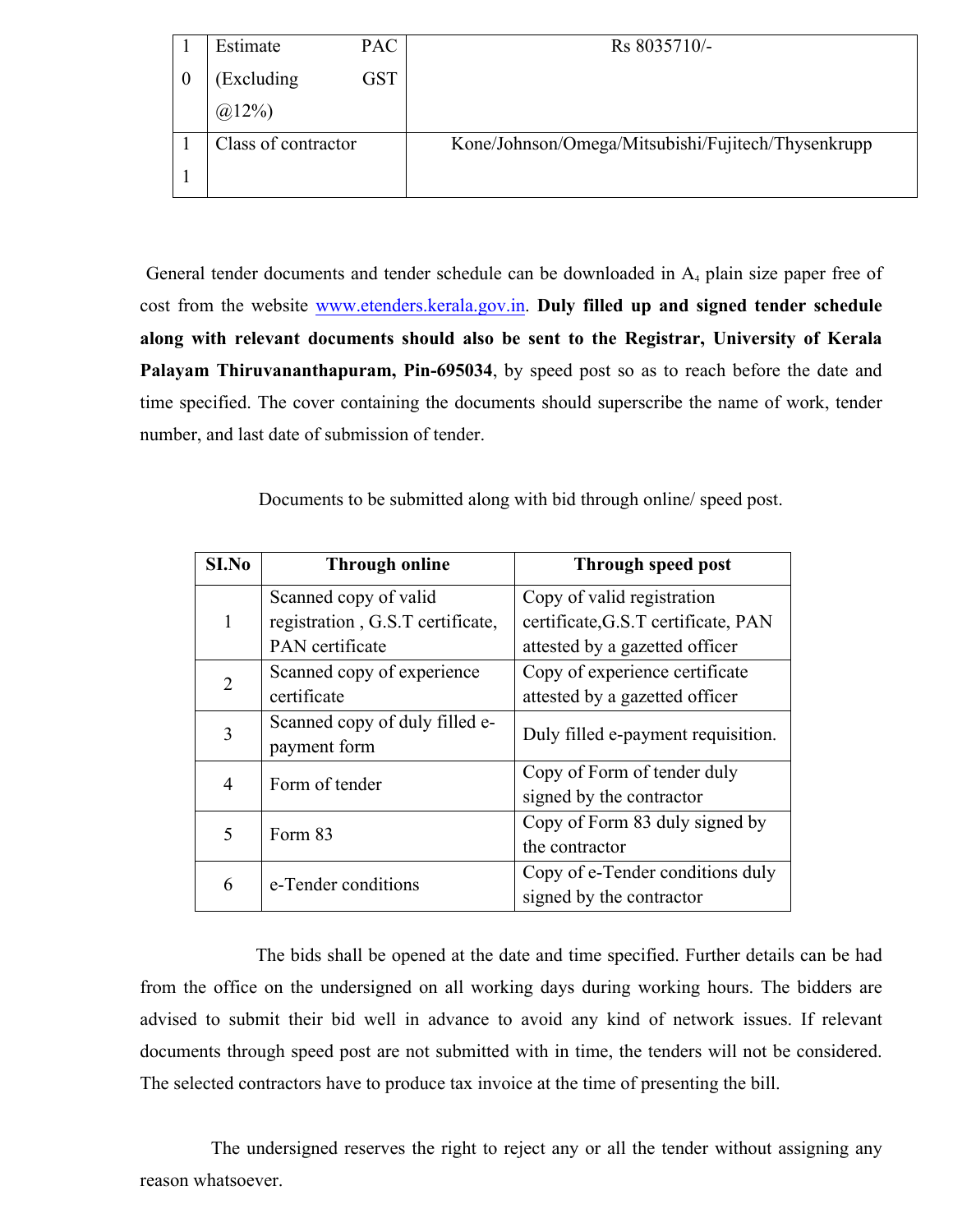| 10 | Estimate PAC (Excluding GST @12%) | Rs 8035710/- |
|---|---|---|
| 11 | Class of contractor | Kone/Johnson/Omega/Mitsubishi/Fujitech/Thysenkrupp |

General tender documents and tender schedule can be downloaded in $A_4$ plain size paper free of cost from the website www.etenders.kerala.gov.in. **Duly filled up and signed tender schedule along with relevant documents should also be sent to the Registrar, University of Kerala Palayam Thiruvananthapuram, Pin-695034**, by speed post so as to reach before the date and time specified. The cover containing the documents should superscribe the name of work, tender number, and last date of submission of tender.

Documents to be submitted along with bid through online/ speed post.

| SI.No | Through online | Through speed post |
|---|---|---|
| 1 | Scanned copy of valid registration , G.S.T certificate, PAN certificate | Copy of valid registration certificate,G.S.T certificate, PAN attested by a gazetted officer |
| 2 | Scanned copy of experience certificate | Copy of experience certificate attested by a gazetted officer |
| 3 | Scanned copy of duly filled e-payment form | Duly filled e-payment requisition. |
| 4 | Form of tender | Copy of Form of tender duly signed by the contractor |
| 5 | Form 83 | Copy of Form 83 duly signed by the contractor |
| 6 | e-Tender conditions | Copy of e-Tender conditions duly signed by the contractor |

The bids shall be opened at the date and time specified. Further details can be had from the office on the undersigned on all working days during working hours. The bidders are advised to submit their bid well in advance to avoid any kind of network issues. If relevant documents through speed post are not submitted with in time, the tenders will not be considered. The selected contractors have to produce tax invoice at the time of presenting the bill.

The undersigned reserves the right to reject any or all the tender without assigning any reason whatsoever.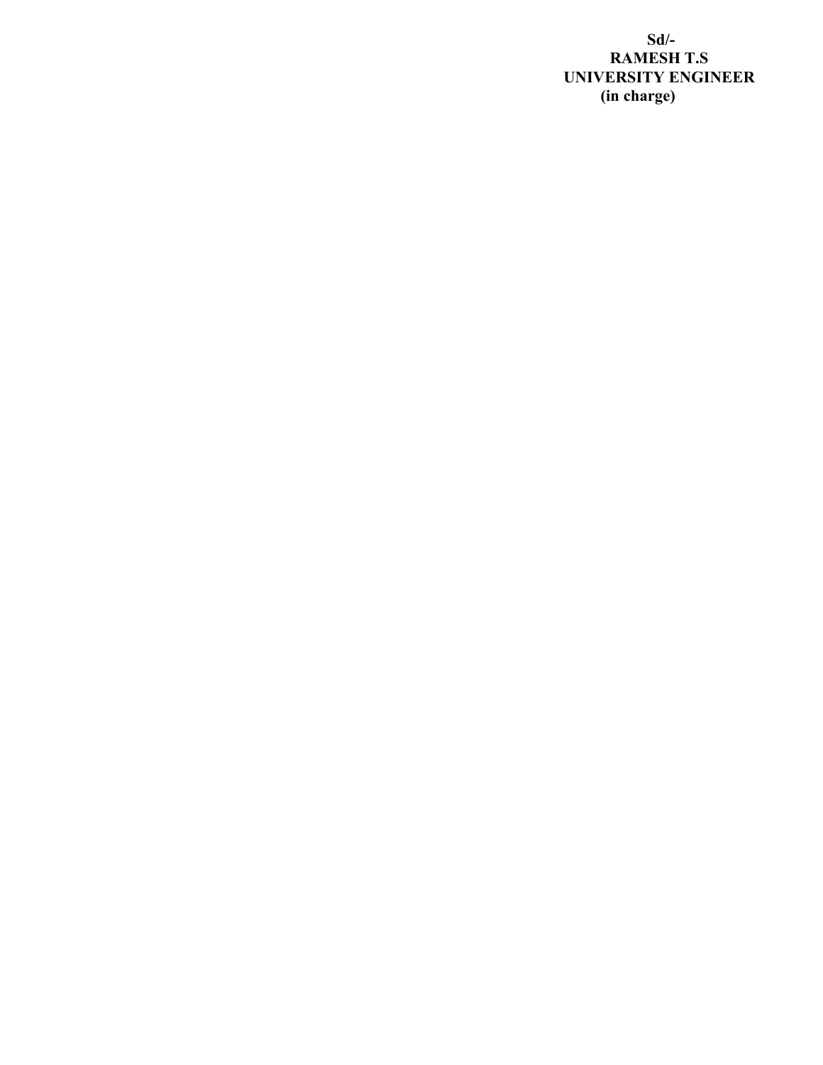**Sd/-**
**RAMESH T.S**
**UNIVERSITY ENGINEER**
**(in charge)**